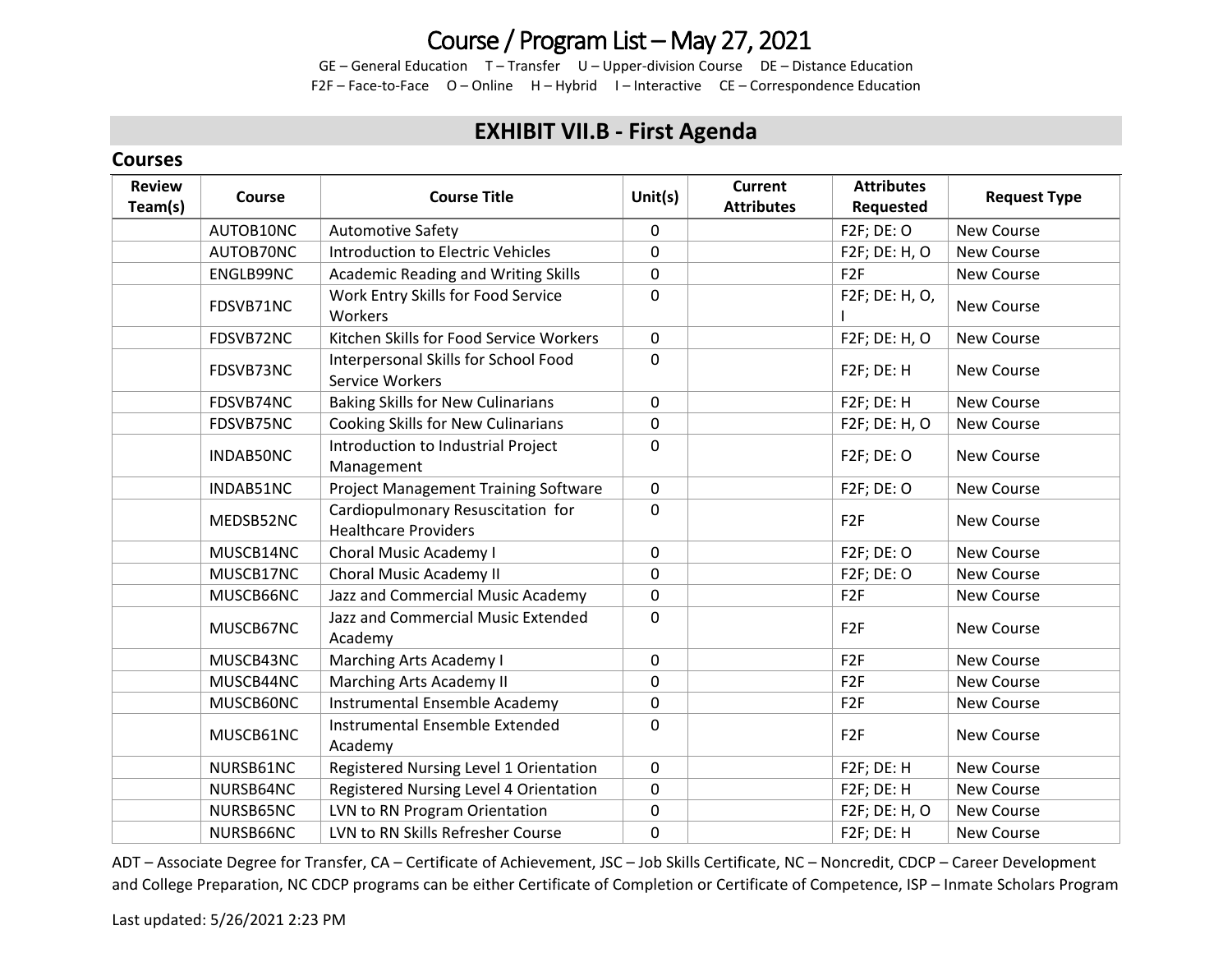# Course / Program List – May 27, 2021

GE – General Education T – Transfer U – Upper-division Course DE – Distance Education
F2F – Face-to-Face O – Online H – Hybrid I – Interactive CE – Correspondence Education

## EXHIBIT VII.B - First Agenda

### Courses

| Review Team(s) | Course | Course Title | Unit(s) | Current Attributes | Attributes Requested | Request Type |
|---|---|---|---|---|---|---|
| | AUTOB10NC | Automotive Safety | 0 | | F2F; DE: O | New Course |
| | AUTOB70NC | Introduction to Electric Vehicles | 0 | | F2F; DE: H, O | New Course |
| | ENGLB99NC | Academic Reading and Writing Skills | 0 | | F2F | New Course |
| | FDSVB71NC | Work Entry Skills for Food Service Workers | 0 | | F2F; DE: H, O, I | New Course |
| | FDSVB72NC | Kitchen Skills for Food Service Workers | 0 | | F2F; DE: H, O | New Course |
| | FDSVB73NC | Interpersonal Skills for School Food Service Workers | 0 | | F2F; DE: H | New Course |
| | FDSVB74NC | Baking Skills for New Culinarians | 0 | | F2F; DE: H | New Course |
| | FDSVB75NC | Cooking Skills for New Culinarians | 0 | | F2F; DE: H, O | New Course |
| | INDAB50NC | Introduction to Industrial Project Management | 0 | | F2F; DE: O | New Course |
| | INDAB51NC | Project Management Training Software | 0 | | F2F; DE: O | New Course |
| | MEDSB52NC | Cardiopulmonary Resuscitation for Healthcare Providers | 0 | | F2F | New Course |
| | MUSCB14NC | Choral Music Academy I | 0 | | F2F; DE: O | New Course |
| | MUSCB17NC | Choral Music Academy II | 0 | | F2F; DE: O | New Course |
| | MUSCB66NC | Jazz and Commercial Music Academy | 0 | | F2F | New Course |
| | MUSCB67NC | Jazz and Commercial Music Extended Academy | 0 | | F2F | New Course |
| | MUSCB43NC | Marching Arts Academy I | 0 | | F2F | New Course |
| | MUSCB44NC | Marching Arts Academy II | 0 | | F2F | New Course |
| | MUSCB60NC | Instrumental Ensemble Academy | 0 | | F2F | New Course |
| | MUSCB61NC | Instrumental Ensemble Extended Academy | 0 | | F2F | New Course |
| | NURSB61NC | Registered Nursing Level 1 Orientation | 0 | | F2F; DE: H | New Course |
| | NURSB64NC | Registered Nursing Level 4 Orientation | 0 | | F2F; DE: H | New Course |
| | NURSB65NC | LVN to RN Program Orientation | 0 | | F2F; DE: H, O | New Course |
| | NURSB66NC | LVN to RN Skills Refresher Course | 0 | | F2F; DE: H | New Course |

ADT – Associate Degree for Transfer, CA – Certificate of Achievement, JSC – Job Skills Certificate, NC – Noncredit, CDCP – Career Development and College Preparation, NC CDCP programs can be either Certificate of Completion or Certificate of Competence, ISP – Inmate Scholars Program

Last updated: 5/26/2021 2:23 PM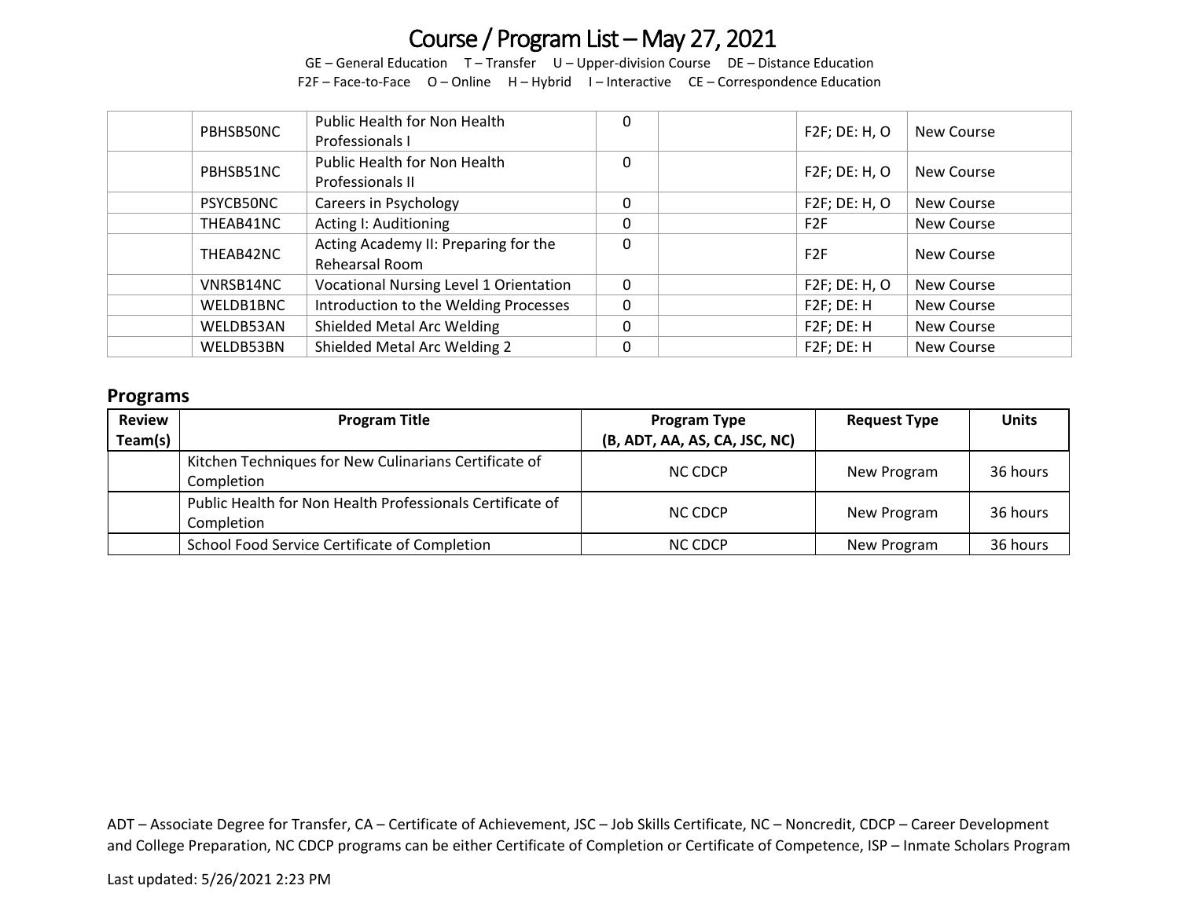# Course / Program List – May 27, 2021

GE – General Education T – Transfer U – Upper-division Course DE – Distance Education
F2F – Face-to-Face O – Online H – Hybrid I – Interactive CE – Correspondence Education

| | | | | | | |
|---|---|---|---|---|---|---|
| | PBHSB50NC | Public Health for Non Health Professionals I | 0 | | F2F; DE: H, O | New Course |
| | PBHSB51NC | Public Health for Non Health Professionals II | 0 | | F2F; DE: H, O | New Course |
| | PSYCB50NC | Careers in Psychology | 0 | | F2F; DE: H, O | New Course |
| | THEAB41NC | Acting I: Auditioning | 0 | | F2F | New Course |
| | THEAB42NC | Acting Academy II: Preparing for the Rehearsal Room | 0 | | F2F | New Course |
| | VNRSB14NC | Vocational Nursing Level 1 Orientation | 0 | | F2F; DE: H, O | New Course |
| | WELDB1BNC | Introduction to the Welding Processes | 0 | | F2F; DE: H | New Course |
| | WELDB53AN | Shielded Metal Arc Welding | 0 | | F2F; DE: H | New Course |
| | WELDB53BN | Shielded Metal Arc Welding 2 | 0 | | F2F; DE: H | New Course |

## Programs

| Review Team(s) | Program Title | Program Type (B, ADT, AA, AS, CA, JSC, NC) | Request Type | Units |
|---|---|---|---|---|
| | Kitchen Techniques for New Culinarians Certificate of Completion | NC CDCP | New Program | 36 hours |
| | Public Health for Non Health Professionals Certificate of Completion | NC CDCP | New Program | 36 hours |
| | School Food Service Certificate of Completion | NC CDCP | New Program | 36 hours |

ADT – Associate Degree for Transfer, CA – Certificate of Achievement, JSC – Job Skills Certificate, NC – Noncredit, CDCP – Career Development and College Preparation, NC CDCP programs can be either Certificate of Completion or Certificate of Competence, ISP – Inmate Scholars Program

Last updated: 5/26/2021 2:23 PM